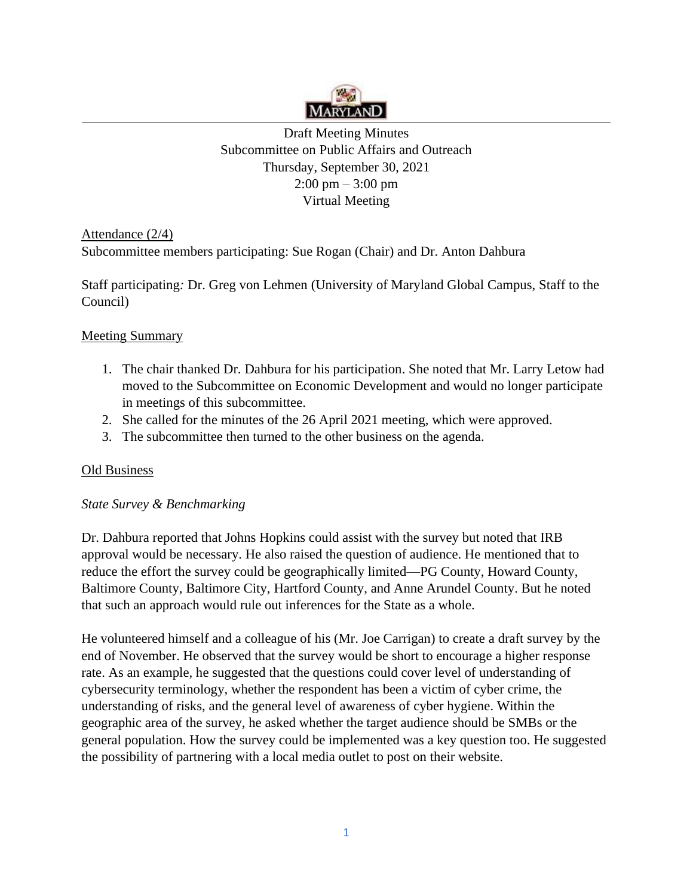Draft Meeting Minutes
Subcommittee on Public Affairs and Outreach
Thursday, September 30, 2021
2:00 pm – 3:00 pm
Virtual Meeting

Attendance (2/4)

Subcommittee members participating: Sue Rogan (Chair) and Dr. Anton Dahbura

Staff participating*:* Dr. Greg von Lehmen (University of Maryland Global Campus, Staff to the Council)

Meeting Summary

1. The chair thanked Dr. Dahbura for his participation. She noted that Mr. Larry Letow had moved to the Subcommittee on Economic Development and would no longer participate in meetings of this subcommittee.
2. She called for the minutes of the 26 April 2021 meeting, which were approved.
3. The subcommittee then turned to the other business on the agenda.

Old Business

*State Survey & Benchmarking*

Dr. Dahbura reported that Johns Hopkins could assist with the survey but noted that IRB approval would be necessary. He also raised the question of audience. He mentioned that to reduce the effort the survey could be geographically limited—PG County, Howard County, Baltimore County, Baltimore City, Hartford County, and Anne Arundel County. But he noted that such an approach would rule out inferences for the State as a whole.

He volunteered himself and a colleague of his (Mr. Joe Carrigan) to create a draft survey by the end of November. He observed that the survey would be short to encourage a higher response rate. As an example, he suggested that the questions could cover level of understanding of cybersecurity terminology, whether the respondent has been a victim of cyber crime, the understanding of risks, and the general level of awareness of cyber hygiene. Within the geographic area of the survey, he asked whether the target audience should be SMBs or the general population. How the survey could be implemented was a key question too. He suggested the possibility of partnering with a local media outlet to post on their website.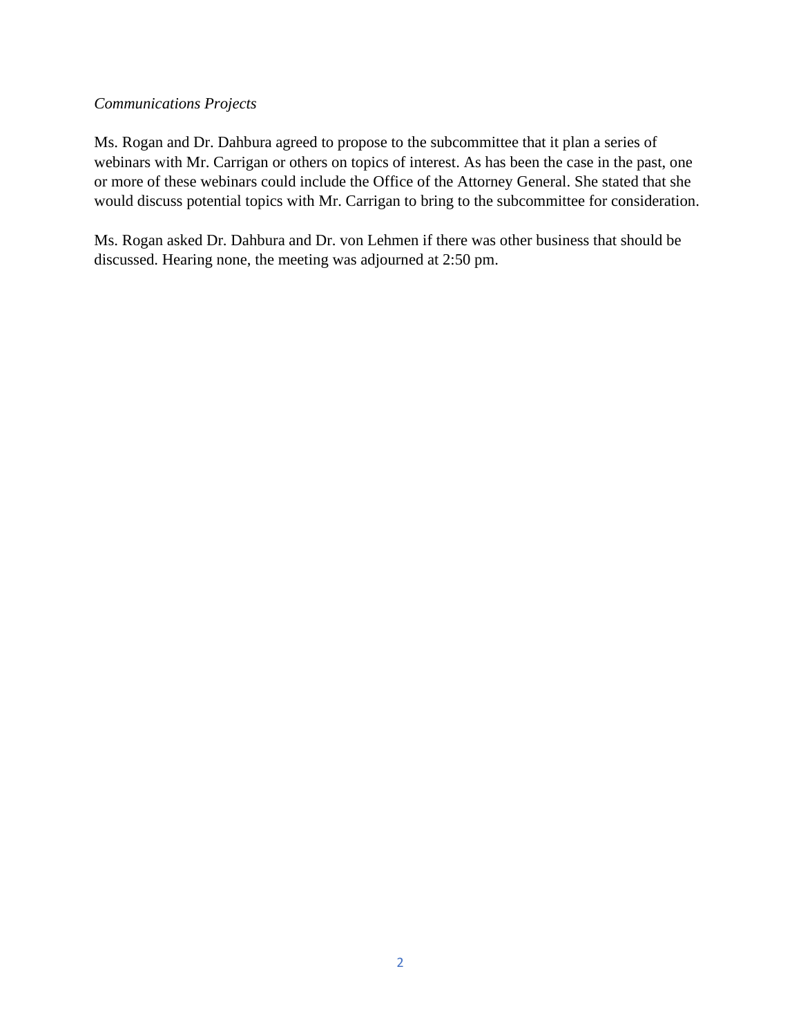*Communications Projects*

Ms. Rogan and Dr. Dahbura agreed to propose to the subcommittee that it plan a series of webinars with Mr. Carrigan or others on topics of interest. As has been the case in the past, one or more of these webinars could include the Office of the Attorney General. She stated that she would discuss potential topics with Mr. Carrigan to bring to the subcommittee for consideration.

Ms. Rogan asked Dr. Dahbura and Dr. von Lehmen if there was other business that should be discussed. Hearing none, the meeting was adjourned at 2:50 pm.